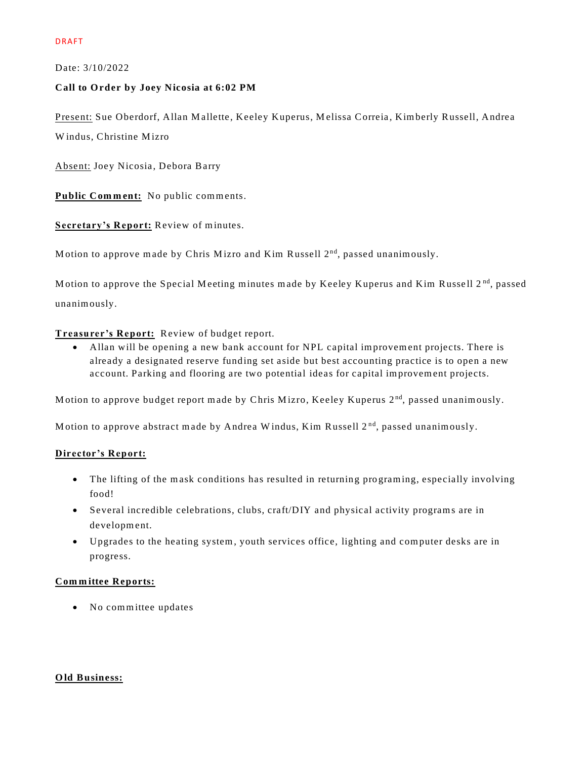DRAFT

Date: 3/10/2022

**Call to Order by Joey Nicosia at 6:02 PM**

Present: Sue Oberdorf, Allan Mallette, Keeley Kuperus, Melissa Correia, Kimberly Russell, Andrea Windus, Christine Mizro

Absent: Joey Nicosia, Debora Barry

**Public Comment:** No public comments.

**Secretary's Report:** Review of minutes.

Motion to approve made by Chris Mizro and Kim Russell 2nd, passed unanimously.

Motion to approve the Special Meeting minutes made by Keeley Kuperus and Kim Russell 2nd, passed unanimously.

**Treasurer's Report:** Review of budget report.

- Allan will be opening a new bank account for NPL capital improvement projects. There is already a designated reserve funding set aside but best accounting practice is to open a new account. Parking and flooring are two potential ideas for capital improvement projects.

Motion to approve budget report made by Chris Mizro, Keeley Kuperus 2nd, passed unanimously.

Motion to approve abstract made by Andrea Windus, Kim Russell 2nd, passed unanimously.

**Director's Report:**

- The lifting of the mask conditions has resulted in returning programing, especially involving food!
- Several incredible celebrations, clubs, craft/DIY and physical activity programs are in development.
- Upgrades to the heating system, youth services office, lighting and computer desks are in progress.

**Committee Reports:**

- No committee updates

**Old Business:**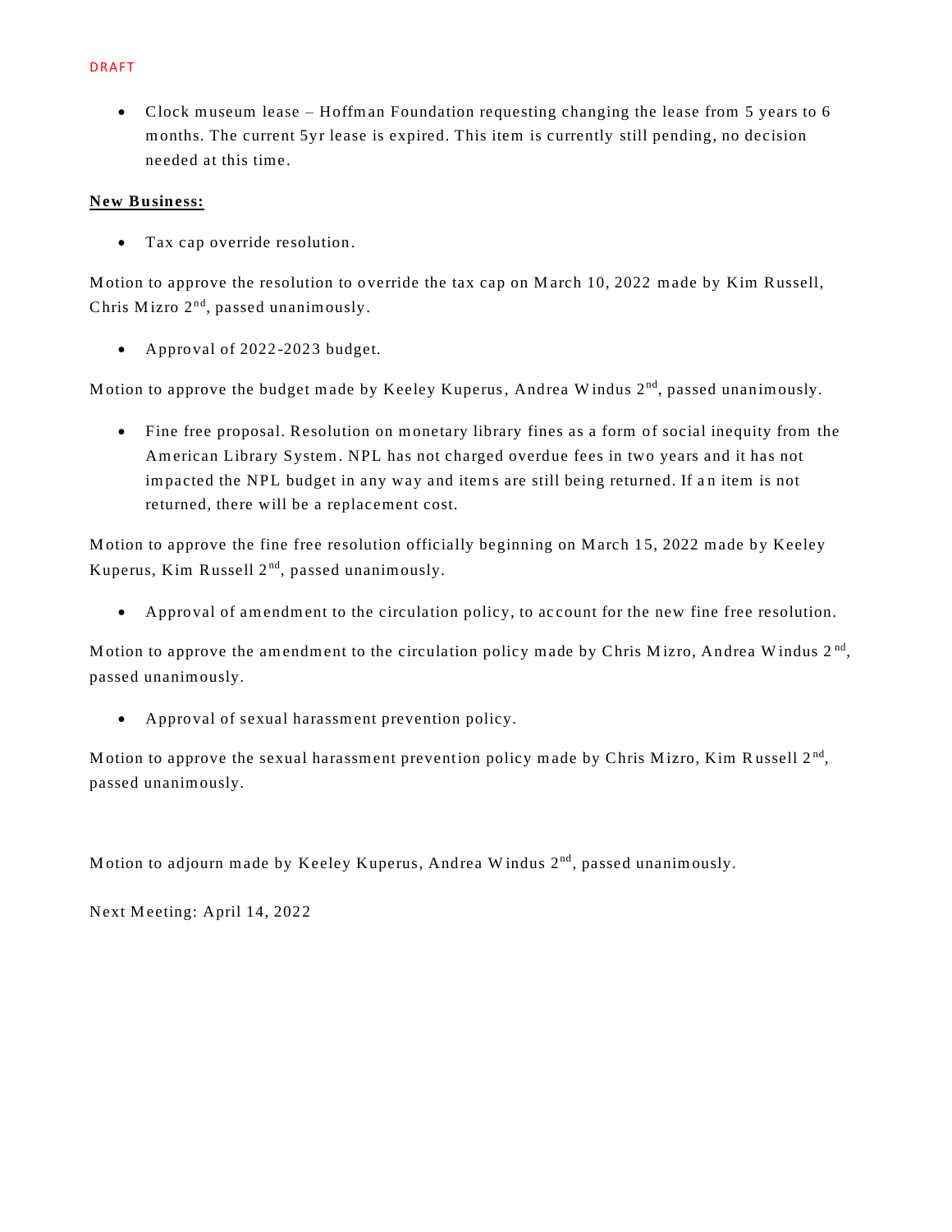DRAFT

- Clock museum lease – Hoffman Foundation requesting changing the lease from 5 years to 6 months. The current 5yr lease is expired. This item is currently still pending, no decision needed at this time.

**New Business:**

- Tax cap override resolution.

Motion to approve the resolution to override the tax cap on March 10, 2022 made by Kim Russell, Chris Mizro 2nd, passed unanimously.

- Approval of 2022-2023 budget.

Motion to approve the budget made by Keeley Kuperus, Andrea Windus 2nd, passed unanimously.

- Fine free proposal. Resolution on monetary library fines as a form of social inequity from the American Library System. NPL has not charged overdue fees in two years and it has not impacted the NPL budget in any way and items are still being returned. If an item is not returned, there will be a replacement cost.

Motion to approve the fine free resolution officially beginning on March 15, 2022 made by Keeley Kuperus, Kim Russell 2nd, passed unanimously.

- Approval of amendment to the circulation policy, to account for the new fine free resolution.

Motion to approve the amendment to the circulation policy made by Chris Mizro, Andrea Windus 2nd, passed unanimously.

- Approval of sexual harassment prevention policy.

Motion to approve the sexual harassment prevention policy made by Chris Mizro, Kim Russell 2nd, passed unanimously.

Motion to adjourn made by Keeley Kuperus, Andrea Windus 2nd, passed unanimously.

Next Meeting: April 14, 2022